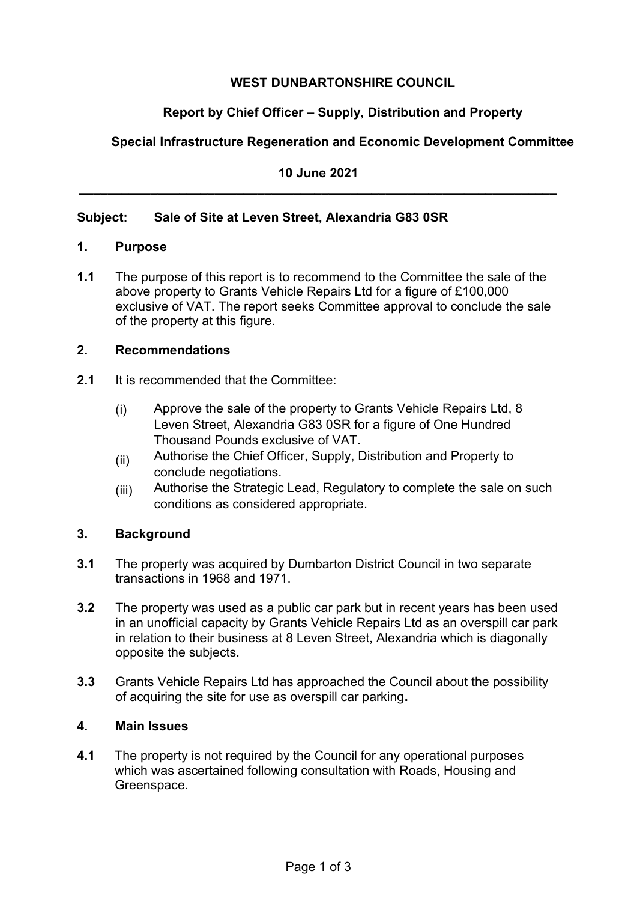**WEST DUNBARTONSHIRE COUNCIL**

**Report by Chief Officer – Supply, Distribution and Property**

**Special Infrastructure Regeneration and Economic Development Committee**

**10 June 2021**

---

**Subject: Sale of Site at Leven Street, Alexandria G83 0SR**

## 1. Purpose

**1.1** The purpose of this report is to recommend to the Committee the sale of the above property to Grants Vehicle Repairs Ltd for a figure of £100,000 exclusive of VAT. The report seeks Committee approval to conclude the sale of the property at this figure.

## 2. Recommendations

**2.1** It is recommended that the Committee:

(i) Approve the sale of the property to Grants Vehicle Repairs Ltd, 8 Leven Street, Alexandria G83 0SR for a figure of One Hundred Thousand Pounds exclusive of VAT.

(ii) Authorise the Chief Officer, Supply, Distribution and Property to conclude negotiations.

(iii) Authorise the Strategic Lead, Regulatory to complete the sale on such conditions as considered appropriate.

## 3. Background

**3.1** The property was acquired by Dumbarton District Council in two separate transactions in 1968 and 1971.

**3.2** The property was used as a public car park but in recent years has been used in an unofficial capacity by Grants Vehicle Repairs Ltd as an overspill car park in relation to their business at 8 Leven Street, Alexandria which is diagonally opposite the subjects.

**3.3** Grants Vehicle Repairs Ltd has approached the Council about the possibility of acquiring the site for use as overspill car parking**.**

## 4. Main Issues

**4.1** The property is not required by the Council for any operational purposes which was ascertained following consultation with Roads, Housing and Greenspace.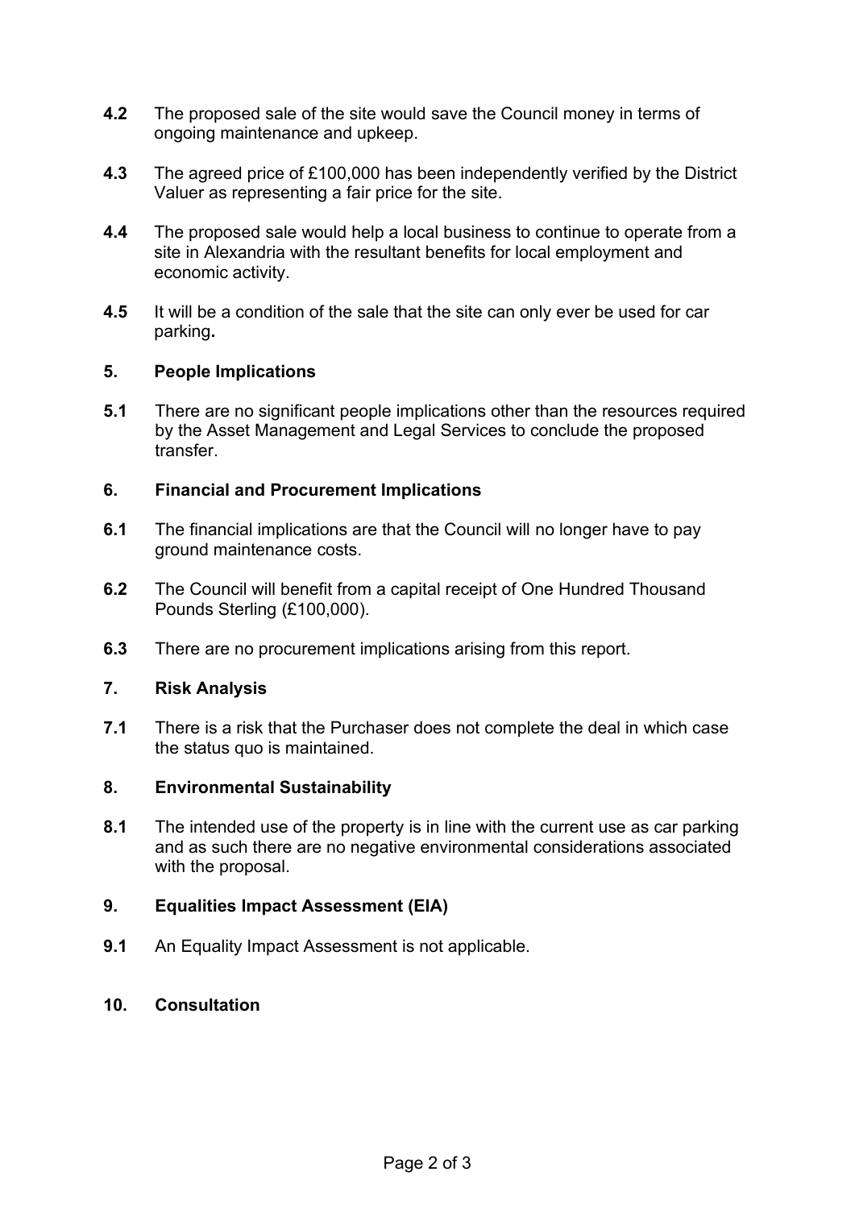**4.2** The proposed sale of the site would save the Council money in terms of ongoing maintenance and upkeep.

**4.3** The agreed price of £100,000 has been independently verified by the District Valuer as representing a fair price for the site.

**4.4** The proposed sale would help a local business to continue to operate from a site in Alexandria with the resultant benefits for local employment and economic activity.

**4.5** It will be a condition of the sale that the site can only ever be used for car parking**.**

## 5. People Implications

**5.1** There are no significant people implications other than the resources required by the Asset Management and Legal Services to conclude the proposed transfer.

## 6. Financial and Procurement Implications

**6.1** The financial implications are that the Council will no longer have to pay ground maintenance costs.

**6.2** The Council will benefit from a capital receipt of One Hundred Thousand Pounds Sterling (£100,000).

**6.3** There are no procurement implications arising from this report.

## 7. Risk Analysis

**7.1** There is a risk that the Purchaser does not complete the deal in which case the status quo is maintained.

## 8. Environmental Sustainability

**8.1** The intended use of the property is in line with the current use as car parking and as such there are no negative environmental considerations associated with the proposal.

## 9. Equalities Impact Assessment (EIA)

**9.1** An Equality Impact Assessment is not applicable.

## 10. Consultation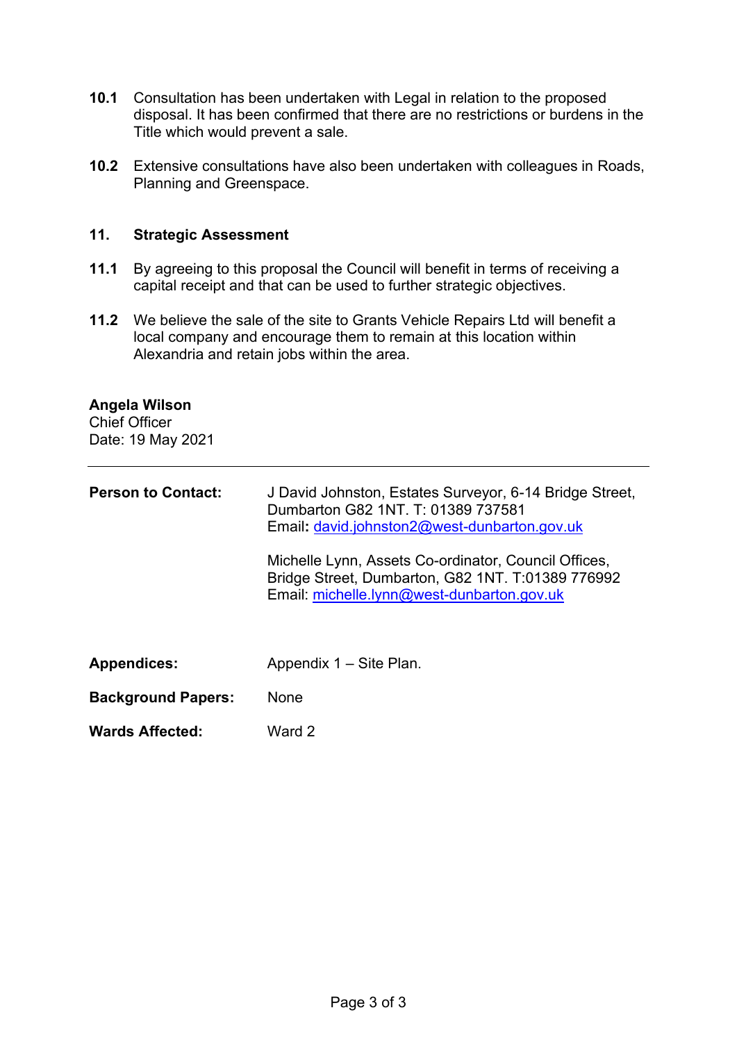**10.1** Consultation has been undertaken with Legal in relation to the proposed disposal. It has been confirmed that there are no restrictions or burdens in the Title which would prevent a sale.

**10.2** Extensive consultations have also been undertaken with colleagues in Roads, Planning and Greenspace.

## 11. Strategic Assessment

**11.1** By agreeing to this proposal the Council will benefit in terms of receiving a capital receipt and that can be used to further strategic objectives.

**11.2** We believe the sale of the site to Grants Vehicle Repairs Ltd will benefit a local company and encourage them to remain at this location within Alexandria and retain jobs within the area.

**Angela Wilson**
Chief Officer
Date: 19 May 2021

---

**Person to Contact:** J David Johnston, Estates Surveyor, 6-14 Bridge Street, Dumbarton G82 1NT. T: 01389 737581
Email**:** david.johnston2@west-dunbarton.gov.uk

Michelle Lynn, Assets Co-ordinator, Council Offices, Bridge Street, Dumbarton, G82 1NT. T:01389 776992
Email: michelle.lynn@west-dunbarton.gov.uk

**Appendices:** Appendix 1 – Site Plan.

**Background Papers:** None

**Wards Affected:** Ward 2